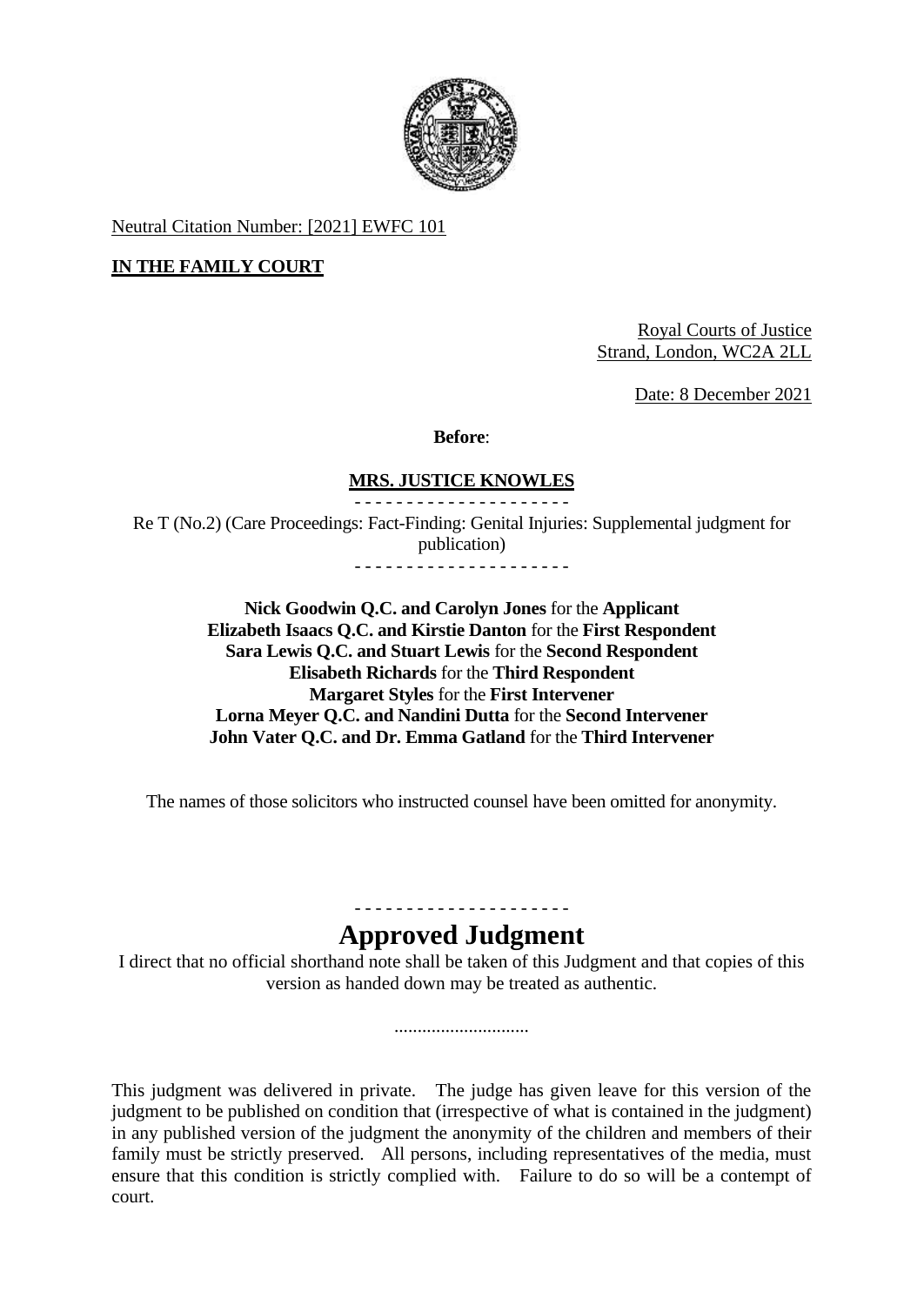Neutral Citation Number: [2021] EWFC 101

**IN THE FAMILY COURT**

Royal Courts of Justice
Strand, London, WC2A 2LL

Date: 8 December 2021

**Before**:

**MRS. JUSTICE KNOWLES**

- - - - - - - - - - - - - - - - - - - - -

Re T (No.2) (Care Proceedings: Fact-Finding: Genital Injuries: Supplemental judgment for publication)

- - - - - - - - - - - - - - - - - - - - -

**Nick Goodwin Q.C. and Carolyn Jones** for the **Applicant**
**Elizabeth Isaacs Q.C. and Kirstie Danton** for the **First Respondent**
**Sara Lewis Q.C. and Stuart Lewis** for the **Second Respondent**
**Elisabeth Richards** for the **Third Respondent**
**Margaret Styles** for the **First Intervener**
**Lorna Meyer Q.C. and Nandini Dutta** for the **Second Intervener**
**John Vater Q.C. and Dr. Emma Gatland** for the **Third Intervener**

The names of those solicitors who instructed counsel have been omitted for anonymity.

- - - - - - - - - - - - - - - - - - - - -

# Approved Judgment

I direct that no official shorthand note shall be taken of this Judgment and that copies of this version as handed down may be treated as authentic.

.............................

This judgment was delivered in private. The judge has given leave for this version of the judgment to be published on condition that (irrespective of what is contained in the judgment) in any published version of the judgment the anonymity of the children and members of their family must be strictly preserved. All persons, including representatives of the media, must ensure that this condition is strictly complied with. Failure to do so will be a contempt of court.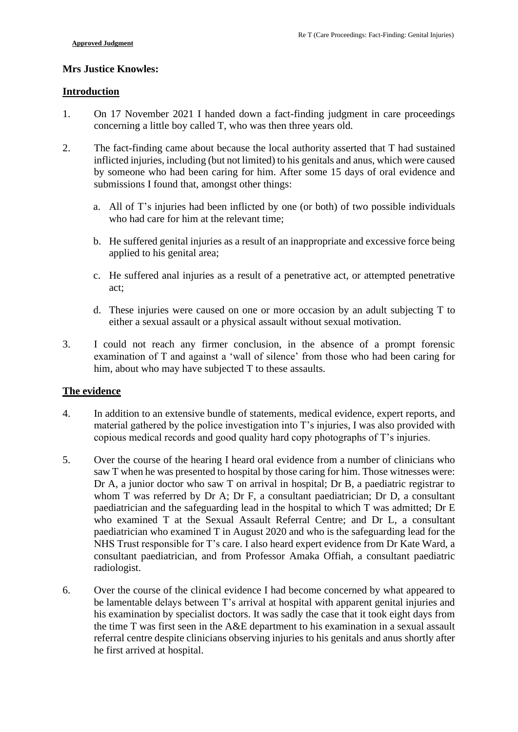**Mrs Justice Knowles:**

## Introduction

1. On 17 November 2021 I handed down a fact-finding judgment in care proceedings concerning a little boy called T, who was then three years old.

2. The fact-finding came about because the local authority asserted that T had sustained inflicted injuries, including (but not limited) to his genitals and anus, which were caused by someone who had been caring for him. After some 15 days of oral evidence and submissions I found that, amongst other things:

   a. All of T's injuries had been inflicted by one (or both) of two possible individuals who had care for him at the relevant time;

   b. He suffered genital injuries as a result of an inappropriate and excessive force being applied to his genital area;

   c. He suffered anal injuries as a result of a penetrative act, or attempted penetrative act;

   d. These injuries were caused on one or more occasion by an adult subjecting T to either a sexual assault or a physical assault without sexual motivation.

3. I could not reach any firmer conclusion, in the absence of a prompt forensic examination of T and against a 'wall of silence' from those who had been caring for him, about who may have subjected T to these assaults.

## The evidence

4. In addition to an extensive bundle of statements, medical evidence, expert reports, and material gathered by the police investigation into T's injuries, I was also provided with copious medical records and good quality hard copy photographs of T's injuries.

5. Over the course of the hearing I heard oral evidence from a number of clinicians who saw T when he was presented to hospital by those caring for him. Those witnesses were: Dr A, a junior doctor who saw T on arrival in hospital; Dr B, a paediatric registrar to whom T was referred by Dr A; Dr F, a consultant paediatrician; Dr D, a consultant paediatrician and the safeguarding lead in the hospital to which T was admitted; Dr E who examined T at the Sexual Assault Referral Centre; and Dr L, a consultant paediatrician who examined T in August 2020 and who is the safeguarding lead for the NHS Trust responsible for T's care. I also heard expert evidence from Dr Kate Ward, a consultant paediatrician, and from Professor Amaka Offiah, a consultant paediatric radiologist.

6. Over the course of the clinical evidence I had become concerned by what appeared to be lamentable delays between T's arrival at hospital with apparent genital injuries and his examination by specialist doctors. It was sadly the case that it took eight days from the time T was first seen in the A&E department to his examination in a sexual assault referral centre despite clinicians observing injuries to his genitals and anus shortly after he first arrived at hospital.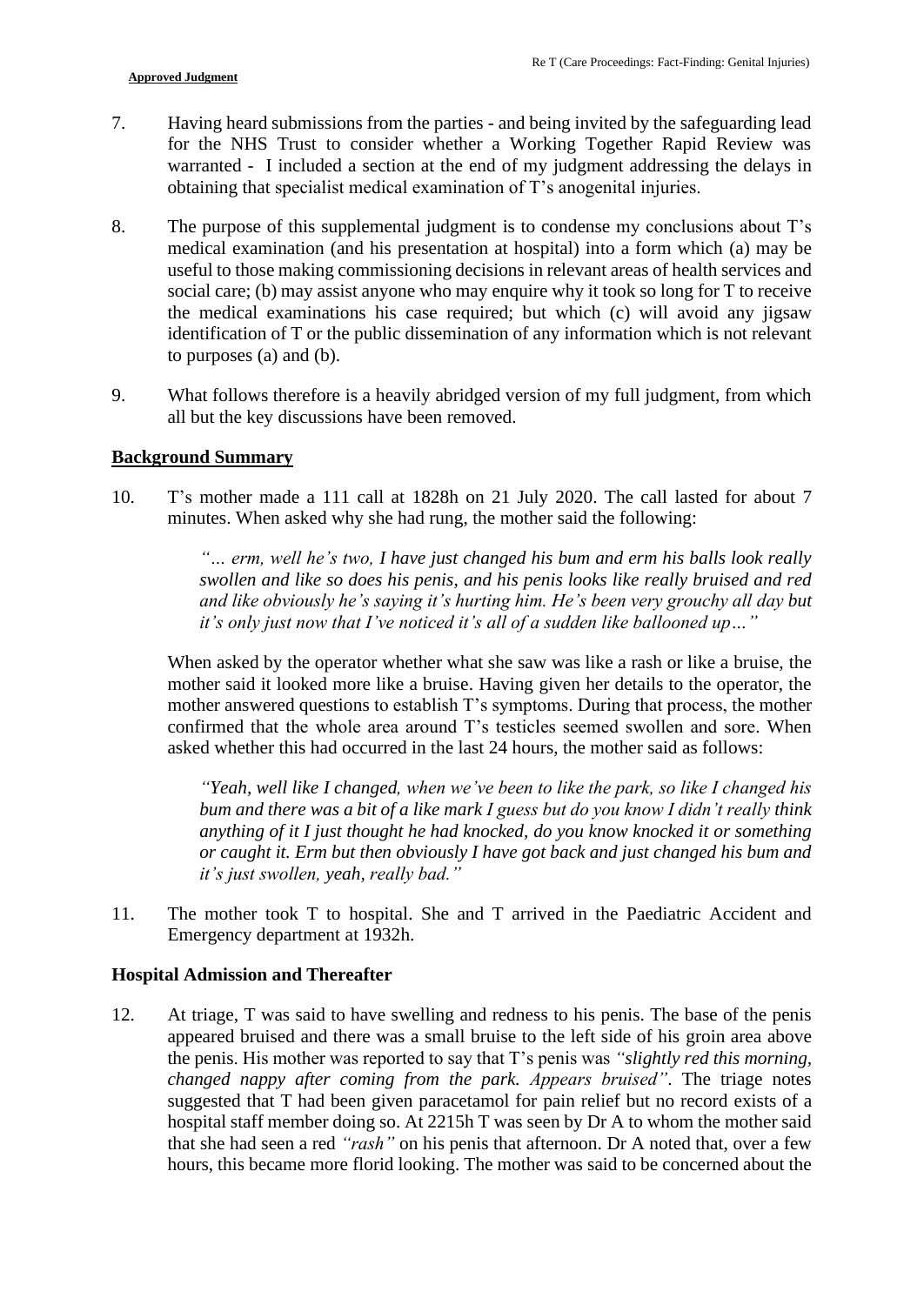7. Having heard submissions from the parties - and being invited by the safeguarding lead for the NHS Trust to consider whether a Working Together Rapid Review was warranted - I included a section at the end of my judgment addressing the delays in obtaining that specialist medical examination of T's anogenital injuries.

8. The purpose of this supplemental judgment is to condense my conclusions about T's medical examination (and his presentation at hospital) into a form which (a) may be useful to those making commissioning decisions in relevant areas of health services and social care; (b) may assist anyone who may enquire why it took so long for T to receive the medical examinations his case required; but which (c) will avoid any jigsaw identification of T or the public dissemination of any information which is not relevant to purposes (a) and (b).

9. What follows therefore is a heavily abridged version of my full judgment, from which all but the key discussions have been removed.

## Background Summary

10. T's mother made a 111 call at 1828h on 21 July 2020. The call lasted for about 7 minutes. When asked why she had rung, the mother said the following:

> *"… erm, well he's two, I have just changed his bum and erm his balls look really swollen and like so does his penis, and his penis looks like really bruised and red and like obviously he's saying it's hurting him. He's been very grouchy all day but it's only just now that I've noticed it's all of a sudden like ballooned up…"*

When asked by the operator whether what she saw was like a rash or like a bruise, the mother said it looked more like a bruise. Having given her details to the operator, the mother answered questions to establish T's symptoms. During that process, the mother confirmed that the whole area around T's testicles seemed swollen and sore. When asked whether this had occurred in the last 24 hours, the mother said as follows:

> *"Yeah, well like I changed, when we've been to like the park, so like I changed his bum and there was a bit of a like mark I guess but do you know I didn't really think anything of it I just thought he had knocked, do you know knocked it or something or caught it. Erm but then obviously I have got back and just changed his bum and it's just swollen, yeah, really bad."*

11. The mother took T to hospital. She and T arrived in the Paediatric Accident and Emergency department at 1932h.

## Hospital Admission and Thereafter

12. At triage, T was said to have swelling and redness to his penis. The base of the penis appeared bruised and there was a small bruise to the left side of his groin area above the penis. His mother was reported to say that T's penis was *"slightly red this morning, changed nappy after coming from the park. Appears bruised"*. The triage notes suggested that T had been given paracetamol for pain relief but no record exists of a hospital staff member doing so. At 2215h T was seen by Dr A to whom the mother said that she had seen a red *"rash"* on his penis that afternoon. Dr A noted that, over a few hours, this became more florid looking. The mother was said to be concerned about the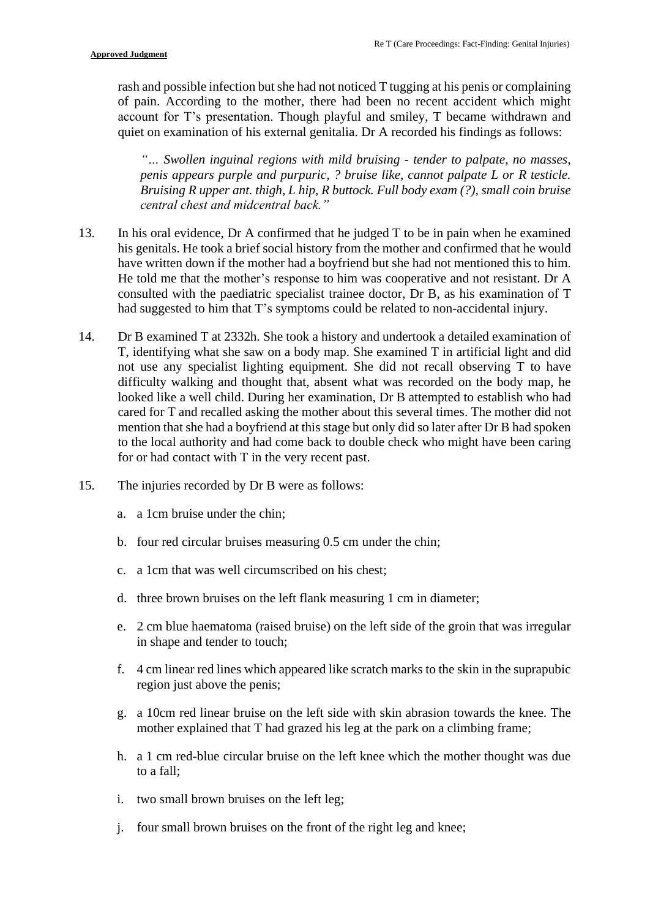rash and possible infection but she had not noticed T tugging at his penis or complaining of pain. According to the mother, there had been no recent accident which might account for T's presentation. Though playful and smiley, T became withdrawn and quiet on examination of his external genitalia. Dr A recorded his findings as follows:

> *"… Swollen inguinal regions with mild bruising - tender to palpate, no masses, penis appears purple and purpuric, ? bruise like, cannot palpate L or R testicle. Bruising R upper ant. thigh, L hip, R buttock. Full body exam (?), small coin bruise central chest and midcentral back."*

13. In his oral evidence, Dr A confirmed that he judged T to be in pain when he examined his genitals. He took a brief social history from the mother and confirmed that he would have written down if the mother had a boyfriend but she had not mentioned this to him. He told me that the mother's response to him was cooperative and not resistant. Dr A consulted with the paediatric specialist trainee doctor, Dr B, as his examination of T had suggested to him that T's symptoms could be related to non-accidental injury.

14. Dr B examined T at 2332h. She took a history and undertook a detailed examination of T, identifying what she saw on a body map. She examined T in artificial light and did not use any specialist lighting equipment. She did not recall observing T to have difficulty walking and thought that, absent what was recorded on the body map, he looked like a well child. During her examination, Dr B attempted to establish who had cared for T and recalled asking the mother about this several times. The mother did not mention that she had a boyfriend at this stage but only did so later after Dr B had spoken to the local authority and had come back to double check who might have been caring for or had contact with T in the very recent past.

15. The injuries recorded by Dr B were as follows:

    a. a 1cm bruise under the chin;

    b. four red circular bruises measuring 0.5 cm under the chin;

    c. a 1cm that was well circumscribed on his chest;

    d. three brown bruises on the left flank measuring 1 cm in diameter;

    e. 2 cm blue haematoma (raised bruise) on the left side of the groin that was irregular in shape and tender to touch;

    f. 4 cm linear red lines which appeared like scratch marks to the skin in the suprapubic region just above the penis;

    g. a 10cm red linear bruise on the left side with skin abrasion towards the knee. The mother explained that T had grazed his leg at the park on a climbing frame;

    h. a 1 cm red-blue circular bruise on the left knee which the mother thought was due to a fall;

    i. two small brown bruises on the left leg;

    j. four small brown bruises on the front of the right leg and knee;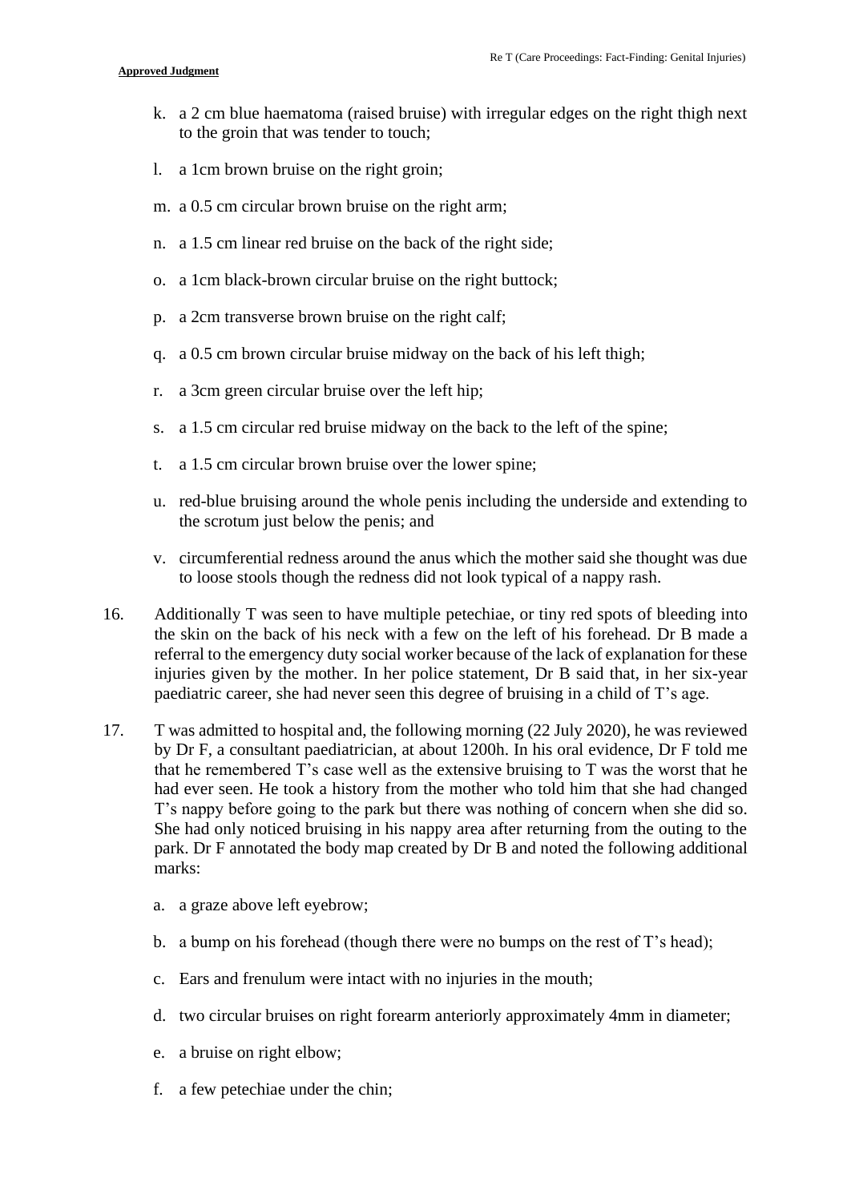k. a 2 cm blue haematoma (raised bruise) with irregular edges on the right thigh next to the groin that was tender to touch;

l. a 1cm brown bruise on the right groin;

m. a 0.5 cm circular brown bruise on the right arm;

n. a 1.5 cm linear red bruise on the back of the right side;

o. a 1cm black-brown circular bruise on the right buttock;

p. a 2cm transverse brown bruise on the right calf;

q. a 0.5 cm brown circular bruise midway on the back of his left thigh;

r. a 3cm green circular bruise over the left hip;

s. a 1.5 cm circular red bruise midway on the back to the left of the spine;

t. a 1.5 cm circular brown bruise over the lower spine;

u. red-blue bruising around the whole penis including the underside and extending to the scrotum just below the penis; and

v. circumferential redness around the anus which the mother said she thought was due to loose stools though the redness did not look typical of a nappy rash.

16. Additionally T was seen to have multiple petechiae, or tiny red spots of bleeding into the skin on the back of his neck with a few on the left of his forehead. Dr B made a referral to the emergency duty social worker because of the lack of explanation for these injuries given by the mother. In her police statement, Dr B said that, in her six-year paediatric career, she had never seen this degree of bruising in a child of T's age.

17. T was admitted to hospital and, the following morning (22 July 2020), he was reviewed by Dr F, a consultant paediatrician, at about 1200h. In his oral evidence, Dr F told me that he remembered T's case well as the extensive bruising to T was the worst that he had ever seen. He took a history from the mother who told him that she had changed T's nappy before going to the park but there was nothing of concern when she did so. She had only noticed bruising in his nappy area after returning from the outing to the park. Dr F annotated the body map created by Dr B and noted the following additional marks:

a. a graze above left eyebrow;

b. a bump on his forehead (though there were no bumps on the rest of T's head);

c. Ears and frenulum were intact with no injuries in the mouth;

d. two circular bruises on right forearm anteriorly approximately 4mm in diameter;

e. a bruise on right elbow;

f. a few petechiae under the chin;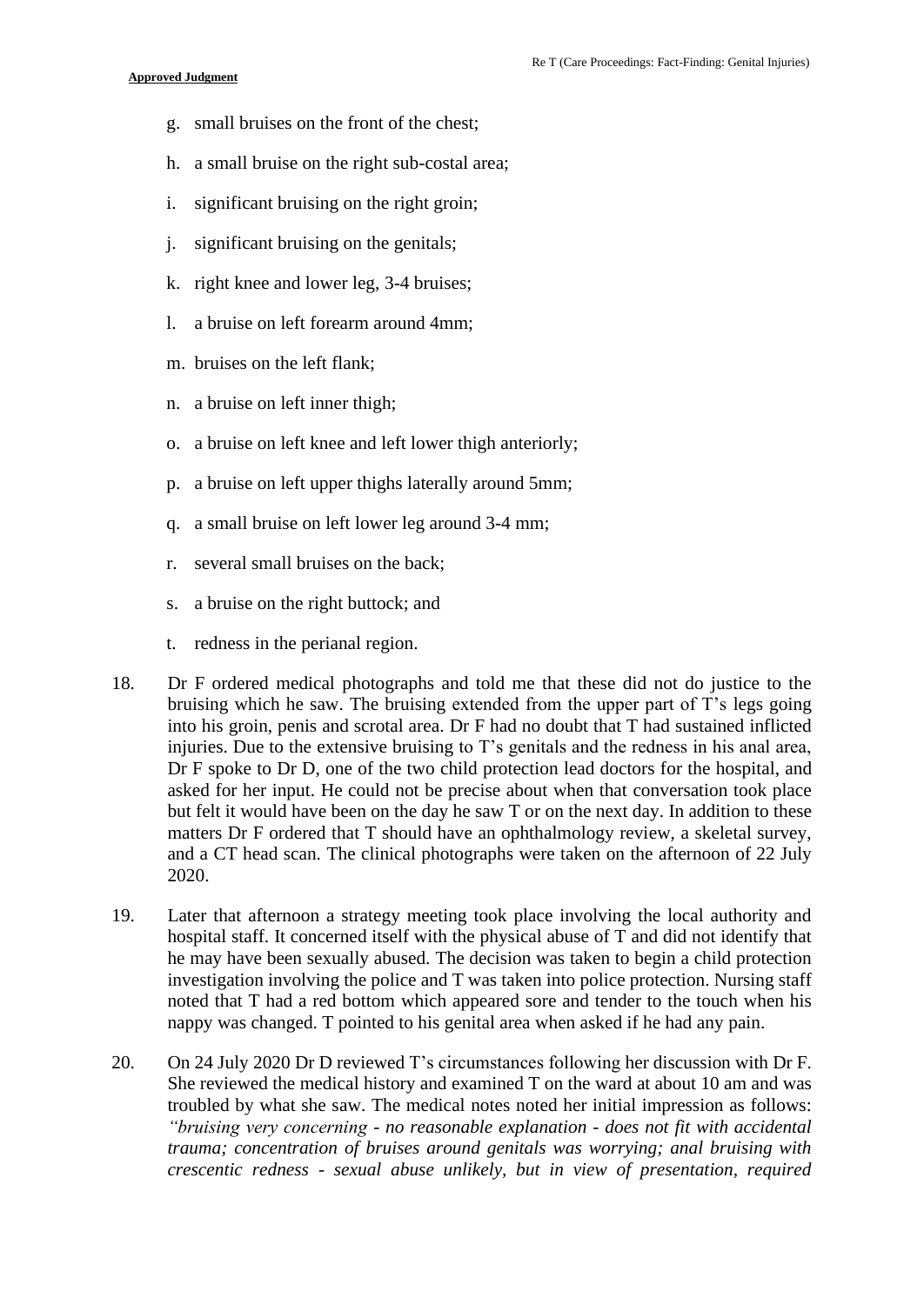g. small bruises on the front of the chest;

h. a small bruise on the right sub-costal area;

i. significant bruising on the right groin;

j. significant bruising on the genitals;

k. right knee and lower leg, 3-4 bruises;

l. a bruise on left forearm around 4mm;

m. bruises on the left flank;

n. a bruise on left inner thigh;

o. a bruise on left knee and left lower thigh anteriorly;

p. a bruise on left upper thighs laterally around 5mm;

q. a small bruise on left lower leg around 3-4 mm;

r. several small bruises on the back;

s. a bruise on the right buttock; and

t. redness in the perianal region.

18. Dr F ordered medical photographs and told me that these did not do justice to the bruising which he saw. The bruising extended from the upper part of T's legs going into his groin, penis and scrotal area. Dr F had no doubt that T had sustained inflicted injuries. Due to the extensive bruising to T's genitals and the redness in his anal area, Dr F spoke to Dr D, one of the two child protection lead doctors for the hospital, and asked for her input. He could not be precise about when that conversation took place but felt it would have been on the day he saw T or on the next day. In addition to these matters Dr F ordered that T should have an ophthalmology review, a skeletal survey, and a CT head scan. The clinical photographs were taken on the afternoon of 22 July 2020.

19. Later that afternoon a strategy meeting took place involving the local authority and hospital staff. It concerned itself with the physical abuse of T and did not identify that he may have been sexually abused. The decision was taken to begin a child protection investigation involving the police and T was taken into police protection. Nursing staff noted that T had a red bottom which appeared sore and tender to the touch when his nappy was changed. T pointed to his genital area when asked if he had any pain.

20. On 24 July 2020 Dr D reviewed T's circumstances following her discussion with Dr F. She reviewed the medical history and examined T on the ward at about 10 am and was troubled by what she saw. The medical notes noted her initial impression as follows: *"bruising very concerning - no reasonable explanation - does not fit with accidental trauma; concentration of bruises around genitals was worrying; anal bruising with crescentic redness - sexual abuse unlikely, but in view of presentation, required*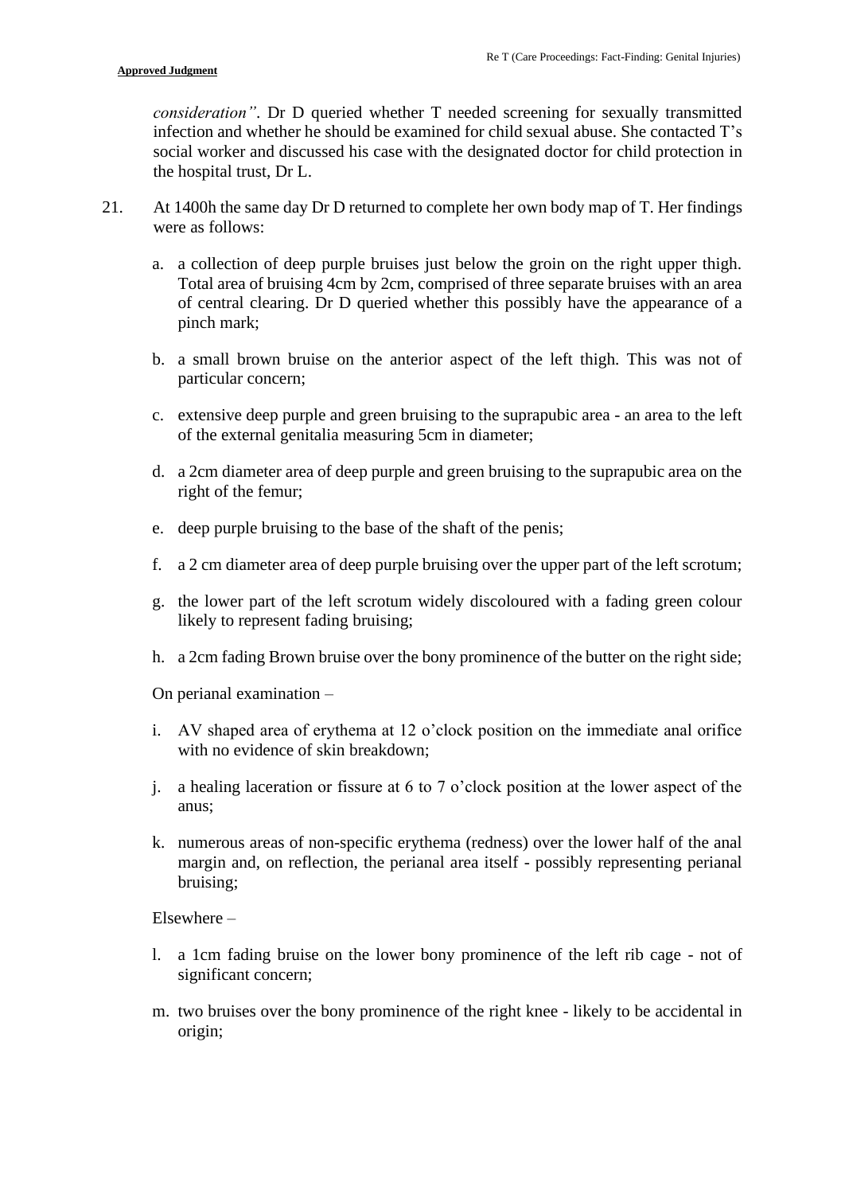*consideration"*. Dr D queried whether T needed screening for sexually transmitted infection and whether he should be examined for child sexual abuse. She contacted T's social worker and discussed his case with the designated doctor for child protection in the hospital trust, Dr L.

21. At 1400h the same day Dr D returned to complete her own body map of T. Her findings were as follows:

    a. a collection of deep purple bruises just below the groin on the right upper thigh. Total area of bruising 4cm by 2cm, comprised of three separate bruises with an area of central clearing. Dr D queried whether this possibly have the appearance of a pinch mark;

    b. a small brown bruise on the anterior aspect of the left thigh. This was not of particular concern;

    c. extensive deep purple and green bruising to the suprapubic area - an area to the left of the external genitalia measuring 5cm in diameter;

    d. a 2cm diameter area of deep purple and green bruising to the suprapubic area on the right of the femur;

    e. deep purple bruising to the base of the shaft of the penis;

    f. a 2 cm diameter area of deep purple bruising over the upper part of the left scrotum;

    g. the lower part of the left scrotum widely discoloured with a fading green colour likely to represent fading bruising;

    h. a 2cm fading Brown bruise over the bony prominence of the butter on the right side;

    On perianal examination –

    i. AV shaped area of erythema at 12 o'clock position on the immediate anal orifice with no evidence of skin breakdown;

    j. a healing laceration or fissure at 6 to 7 o'clock position at the lower aspect of the anus;

    k. numerous areas of non-specific erythema (redness) over the lower half of the anal margin and, on reflection, the perianal area itself - possibly representing perianal bruising;

    Elsewhere –

    l. a 1cm fading bruise on the lower bony prominence of the left rib cage - not of significant concern;

    m. two bruises over the bony prominence of the right knee - likely to be accidental in origin;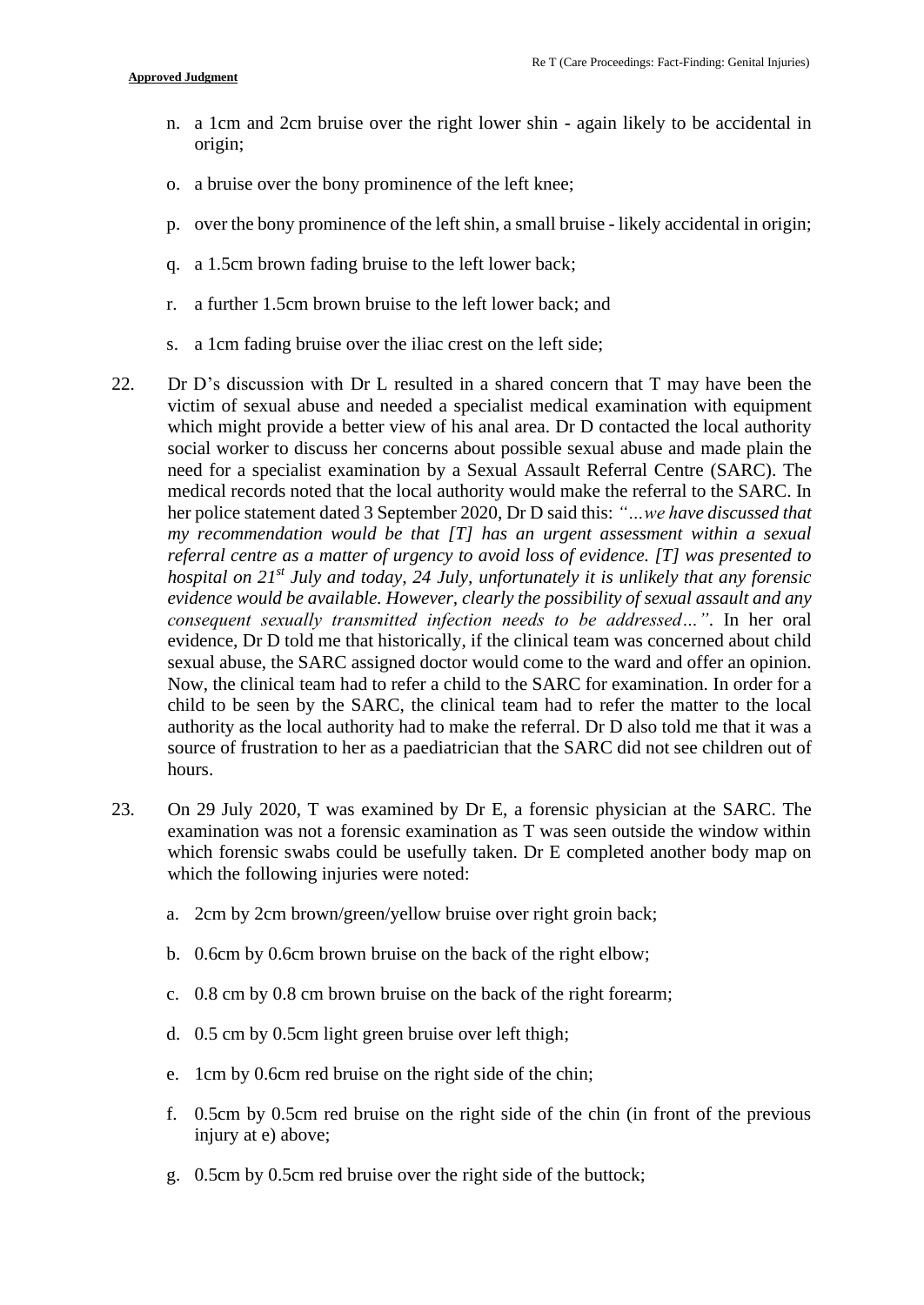n. a 1cm and 2cm bruise over the right lower shin - again likely to be accidental in origin;

o. a bruise over the bony prominence of the left knee;

p. over the bony prominence of the left shin, a small bruise - likely accidental in origin;

q. a 1.5cm brown fading bruise to the left lower back;

r. a further 1.5cm brown bruise to the left lower back; and

s. a 1cm fading bruise over the iliac crest on the left side;

22. Dr D's discussion with Dr L resulted in a shared concern that T may have been the victim of sexual abuse and needed a specialist medical examination with equipment which might provide a better view of his anal area. Dr D contacted the local authority social worker to discuss her concerns about possible sexual abuse and made plain the need for a specialist examination by a Sexual Assault Referral Centre (SARC). The medical records noted that the local authority would make the referral to the SARC. In her police statement dated 3 September 2020, Dr D said this: *"…we have discussed that my recommendation would be that [T] has an urgent assessment within a sexual referral centre as a matter of urgency to avoid loss of evidence. [T] was presented to hospital on 21st July and today, 24 July, unfortunately it is unlikely that any forensic evidence would be available. However, clearly the possibility of sexual assault and any consequent sexually transmitted infection needs to be addressed…"*. In her oral evidence, Dr D told me that historically, if the clinical team was concerned about child sexual abuse, the SARC assigned doctor would come to the ward and offer an opinion. Now, the clinical team had to refer a child to the SARC for examination. In order for a child to be seen by the SARC, the clinical team had to refer the matter to the local authority as the local authority had to make the referral. Dr D also told me that it was a source of frustration to her as a paediatrician that the SARC did not see children out of hours.

23. On 29 July 2020, T was examined by Dr E, a forensic physician at the SARC. The examination was not a forensic examination as T was seen outside the window within which forensic swabs could be usefully taken. Dr E completed another body map on which the following injuries were noted:

a. 2cm by 2cm brown/green/yellow bruise over right groin back;

b. 0.6cm by 0.6cm brown bruise on the back of the right elbow;

c. 0.8 cm by 0.8 cm brown bruise on the back of the right forearm;

d. 0.5 cm by 0.5cm light green bruise over left thigh;

e. 1cm by 0.6cm red bruise on the right side of the chin;

f. 0.5cm by 0.5cm red bruise on the right side of the chin (in front of the previous injury at e) above;

g. 0.5cm by 0.5cm red bruise over the right side of the buttock;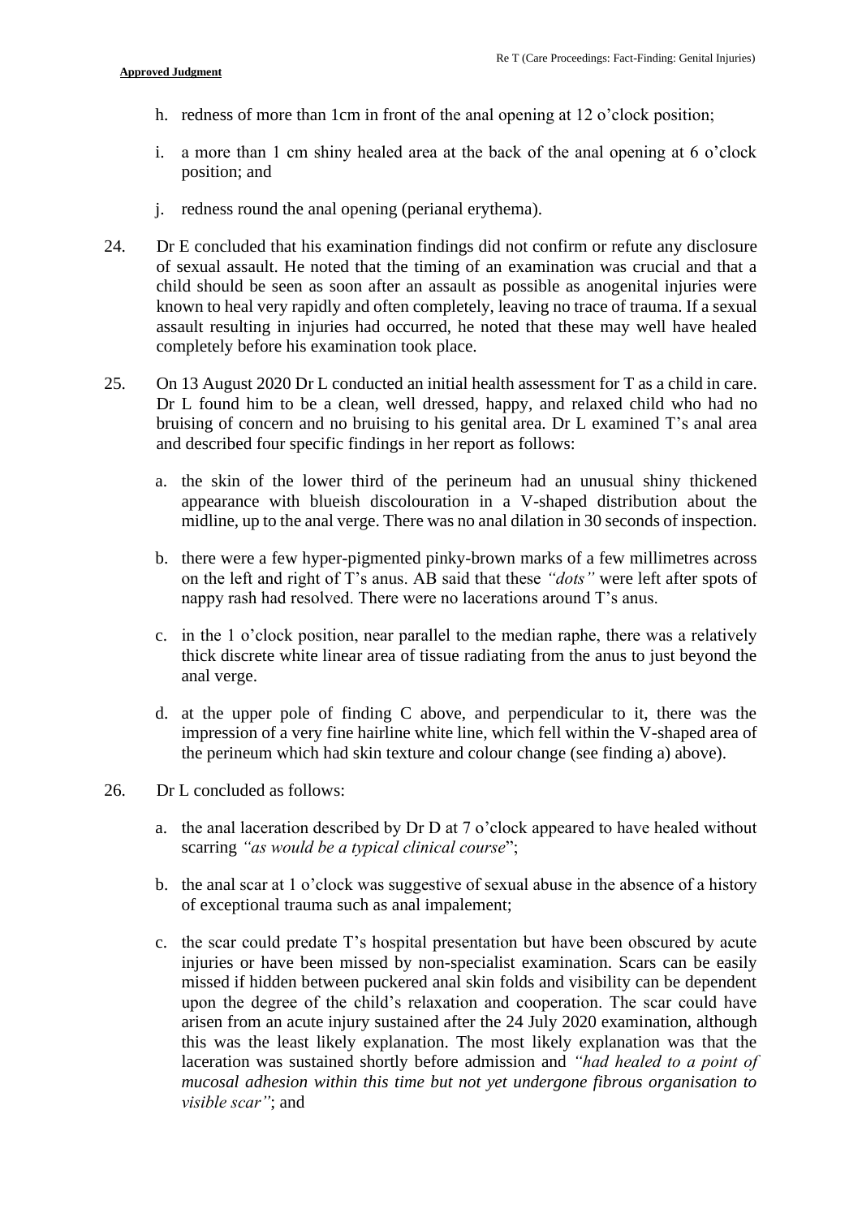h. redness of more than 1cm in front of the anal opening at 12 o'clock position;

i. a more than 1 cm shiny healed area at the back of the anal opening at 6 o'clock position; and

j. redness round the anal opening (perianal erythema).

24. Dr E concluded that his examination findings did not confirm or refute any disclosure of sexual assault. He noted that the timing of an examination was crucial and that a child should be seen as soon after an assault as possible as anogenital injuries were known to heal very rapidly and often completely, leaving no trace of trauma. If a sexual assault resulting in injuries had occurred, he noted that these may well have healed completely before his examination took place.

25. On 13 August 2020 Dr L conducted an initial health assessment for T as a child in care. Dr L found him to be a clean, well dressed, happy, and relaxed child who had no bruising of concern and no bruising to his genital area. Dr L examined T's anal area and described four specific findings in her report as follows:

    a. the skin of the lower third of the perineum had an unusual shiny thickened appearance with blueish discolouration in a V-shaped distribution about the midline, up to the anal verge. There was no anal dilation in 30 seconds of inspection.

    b. there were a few hyper-pigmented pinky-brown marks of a few millimetres across on the left and right of T's anus. AB said that these *"dots"* were left after spots of nappy rash had resolved. There were no lacerations around T's anus.

    c. in the 1 o'clock position, near parallel to the median raphe, there was a relatively thick discrete white linear area of tissue radiating from the anus to just beyond the anal verge.

    d. at the upper pole of finding C above, and perpendicular to it, there was the impression of a very fine hairline white line, which fell within the V-shaped area of the perineum which had skin texture and colour change (see finding a) above).

26. Dr L concluded as follows:

    a. the anal laceration described by Dr D at 7 o'clock appeared to have healed without scarring *"as would be a typical clinical course*";

    b. the anal scar at 1 o'clock was suggestive of sexual abuse in the absence of a history of exceptional trauma such as anal impalement;

    c. the scar could predate T's hospital presentation but have been obscured by acute injuries or have been missed by non-specialist examination. Scars can be easily missed if hidden between puckered anal skin folds and visibility can be dependent upon the degree of the child's relaxation and cooperation. The scar could have arisen from an acute injury sustained after the 24 July 2020 examination, although this was the least likely explanation. The most likely explanation was that the laceration was sustained shortly before admission and *"had healed to a point of mucosal adhesion within this time but not yet undergone fibrous organisation to visible scar"*; and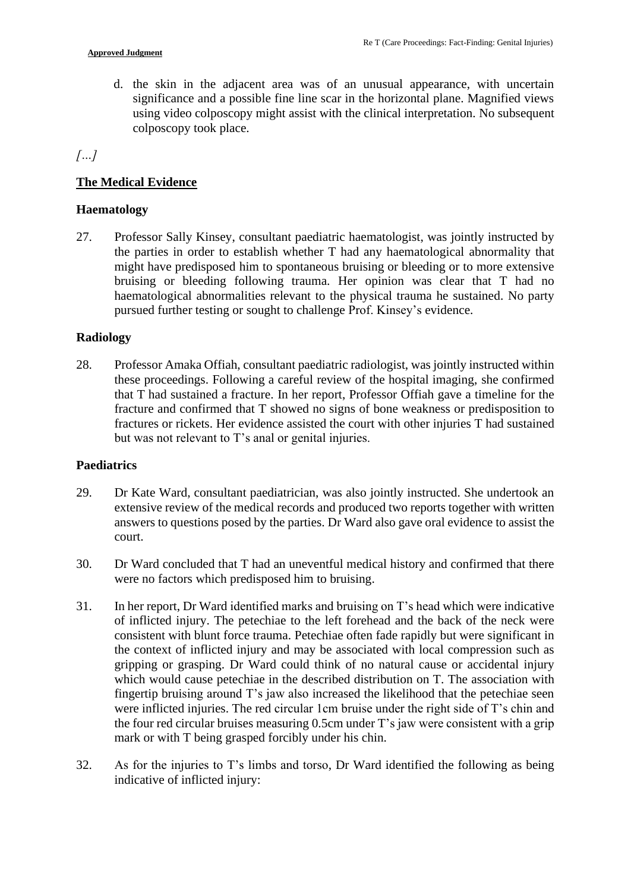d. the skin in the adjacent area was of an unusual appearance, with uncertain significance and a possible fine line scar in the horizontal plane. Magnified views using video colposcopy might assist with the clinical interpretation. No subsequent colposcopy took place.

*[…]*

## The Medical Evidence

### Haematology

27. Professor Sally Kinsey, consultant paediatric haematologist, was jointly instructed by the parties in order to establish whether T had any haematological abnormality that might have predisposed him to spontaneous bruising or bleeding or to more extensive bruising or bleeding following trauma. Her opinion was clear that T had no haematological abnormalities relevant to the physical trauma he sustained. No party pursued further testing or sought to challenge Prof. Kinsey's evidence.

### Radiology

28. Professor Amaka Offiah, consultant paediatric radiologist, was jointly instructed within these proceedings. Following a careful review of the hospital imaging, she confirmed that T had sustained a fracture. In her report, Professor Offiah gave a timeline for the fracture and confirmed that T showed no signs of bone weakness or predisposition to fractures or rickets. Her evidence assisted the court with other injuries T had sustained but was not relevant to T's anal or genital injuries.

### Paediatrics

29. Dr Kate Ward, consultant paediatrician, was also jointly instructed. She undertook an extensive review of the medical records and produced two reports together with written answers to questions posed by the parties. Dr Ward also gave oral evidence to assist the court.

30. Dr Ward concluded that T had an uneventful medical history and confirmed that there were no factors which predisposed him to bruising.

31. In her report, Dr Ward identified marks and bruising on T's head which were indicative of inflicted injury. The petechiae to the left forehead and the back of the neck were consistent with blunt force trauma. Petechiae often fade rapidly but were significant in the context of inflicted injury and may be associated with local compression such as gripping or grasping. Dr Ward could think of no natural cause or accidental injury which would cause petechiae in the described distribution on T. The association with fingertip bruising around T's jaw also increased the likelihood that the petechiae seen were inflicted injuries. The red circular 1cm bruise under the right side of T's chin and the four red circular bruises measuring 0.5cm under T's jaw were consistent with a grip mark or with T being grasped forcibly under his chin.

32. As for the injuries to T's limbs and torso, Dr Ward identified the following as being indicative of inflicted injury: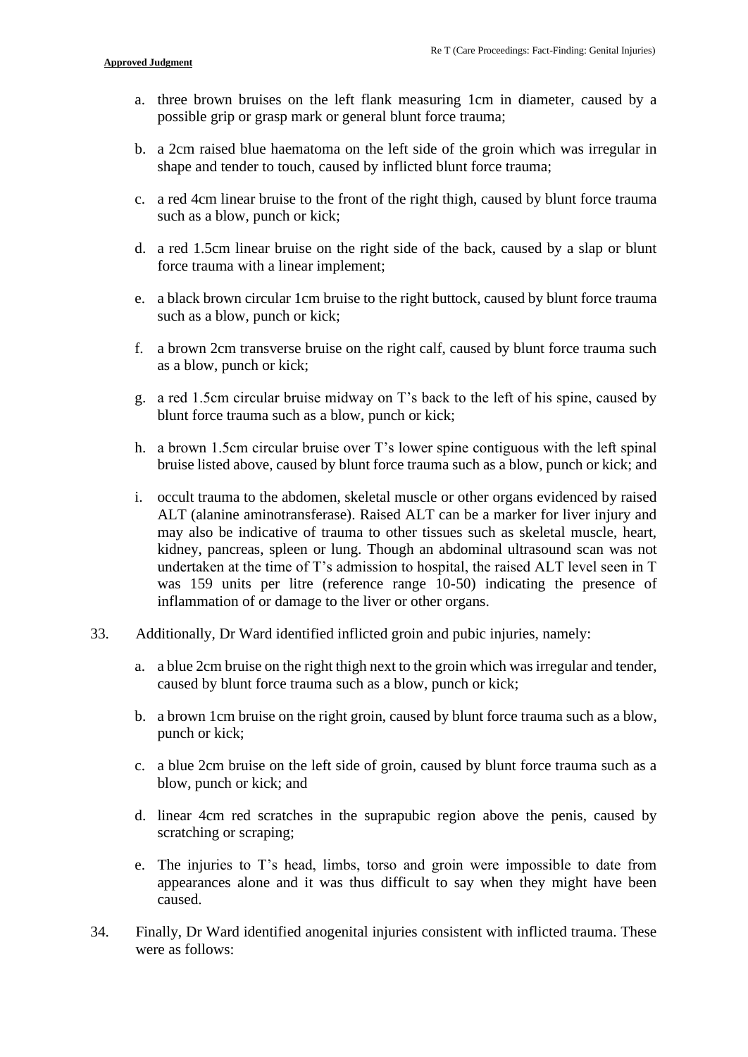a. three brown bruises on the left flank measuring 1cm in diameter, caused by a possible grip or grasp mark or general blunt force trauma;

b. a 2cm raised blue haematoma on the left side of the groin which was irregular in shape and tender to touch, caused by inflicted blunt force trauma;

c. a red 4cm linear bruise to the front of the right thigh, caused by blunt force trauma such as a blow, punch or kick;

d. a red 1.5cm linear bruise on the right side of the back, caused by a slap or blunt force trauma with a linear implement;

e. a black brown circular 1cm bruise to the right buttock, caused by blunt force trauma such as a blow, punch or kick;

f. a brown 2cm transverse bruise on the right calf, caused by blunt force trauma such as a blow, punch or kick;

g. a red 1.5cm circular bruise midway on T's back to the left of his spine, caused by blunt force trauma such as a blow, punch or kick;

h. a brown 1.5cm circular bruise over T's lower spine contiguous with the left spinal bruise listed above, caused by blunt force trauma such as a blow, punch or kick; and

i. occult trauma to the abdomen, skeletal muscle or other organs evidenced by raised ALT (alanine aminotransferase). Raised ALT can be a marker for liver injury and may also be indicative of trauma to other tissues such as skeletal muscle, heart, kidney, pancreas, spleen or lung. Though an abdominal ultrasound scan was not undertaken at the time of T's admission to hospital, the raised ALT level seen in T was 159 units per litre (reference range 10-50) indicating the presence of inflammation of or damage to the liver or other organs.

33. Additionally, Dr Ward identified inflicted groin and pubic injuries, namely:

a. a blue 2cm bruise on the right thigh next to the groin which was irregular and tender, caused by blunt force trauma such as a blow, punch or kick;

b. a brown 1cm bruise on the right groin, caused by blunt force trauma such as a blow, punch or kick;

c. a blue 2cm bruise on the left side of groin, caused by blunt force trauma such as a blow, punch or kick; and

d. linear 4cm red scratches in the suprapubic region above the penis, caused by scratching or scraping;

e. The injuries to T's head, limbs, torso and groin were impossible to date from appearances alone and it was thus difficult to say when they might have been caused.

34. Finally, Dr Ward identified anogenital injuries consistent with inflicted trauma. These were as follows: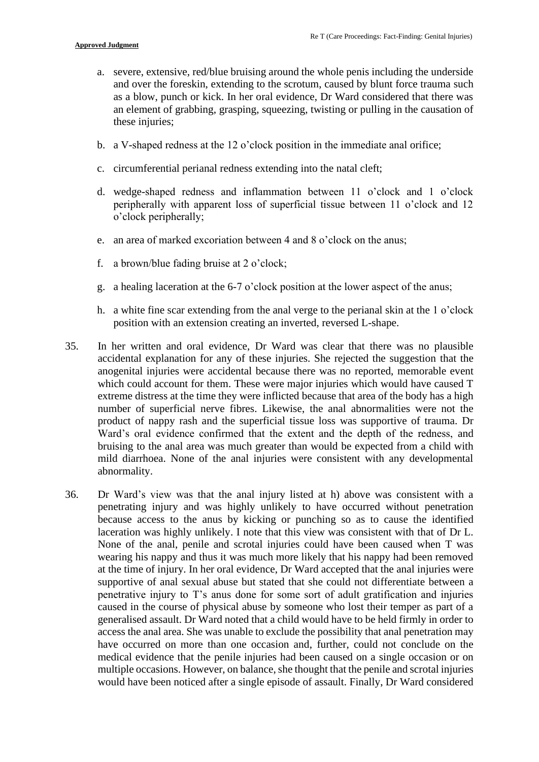a. severe, extensive, red/blue bruising around the whole penis including the underside and over the foreskin, extending to the scrotum, caused by blunt force trauma such as a blow, punch or kick. In her oral evidence, Dr Ward considered that there was an element of grabbing, grasping, squeezing, twisting or pulling in the causation of these injuries;

b. a V-shaped redness at the 12 o'clock position in the immediate anal orifice;

c. circumferential perianal redness extending into the natal cleft;

d. wedge-shaped redness and inflammation between 11 o'clock and 1 o'clock peripherally with apparent loss of superficial tissue between 11 o'clock and 12 o'clock peripherally;

e. an area of marked excoriation between 4 and 8 o'clock on the anus;

f. a brown/blue fading bruise at 2 o'clock;

g. a healing laceration at the 6-7 o'clock position at the lower aspect of the anus;

h. a white fine scar extending from the anal verge to the perianal skin at the 1 o'clock position with an extension creating an inverted, reversed L-shape.

35. In her written and oral evidence, Dr Ward was clear that there was no plausible accidental explanation for any of these injuries. She rejected the suggestion that the anogenital injuries were accidental because there was no reported, memorable event which could account for them. These were major injuries which would have caused T extreme distress at the time they were inflicted because that area of the body has a high number of superficial nerve fibres. Likewise, the anal abnormalities were not the product of nappy rash and the superficial tissue loss was supportive of trauma. Dr Ward's oral evidence confirmed that the extent and the depth of the redness, and bruising to the anal area was much greater than would be expected from a child with mild diarrhoea. None of the anal injuries were consistent with any developmental abnormality.

36. Dr Ward's view was that the anal injury listed at h) above was consistent with a penetrating injury and was highly unlikely to have occurred without penetration because access to the anus by kicking or punching so as to cause the identified laceration was highly unlikely. I note that this view was consistent with that of Dr L. None of the anal, penile and scrotal injuries could have been caused when T was wearing his nappy and thus it was much more likely that his nappy had been removed at the time of injury. In her oral evidence, Dr Ward accepted that the anal injuries were supportive of anal sexual abuse but stated that she could not differentiate between a penetrative injury to T's anus done for some sort of adult gratification and injuries caused in the course of physical abuse by someone who lost their temper as part of a generalised assault. Dr Ward noted that a child would have to be held firmly in order to access the anal area. She was unable to exclude the possibility that anal penetration may have occurred on more than one occasion and, further, could not conclude on the medical evidence that the penile injuries had been caused on a single occasion or on multiple occasions. However, on balance, she thought that the penile and scrotal injuries would have been noticed after a single episode of assault. Finally, Dr Ward considered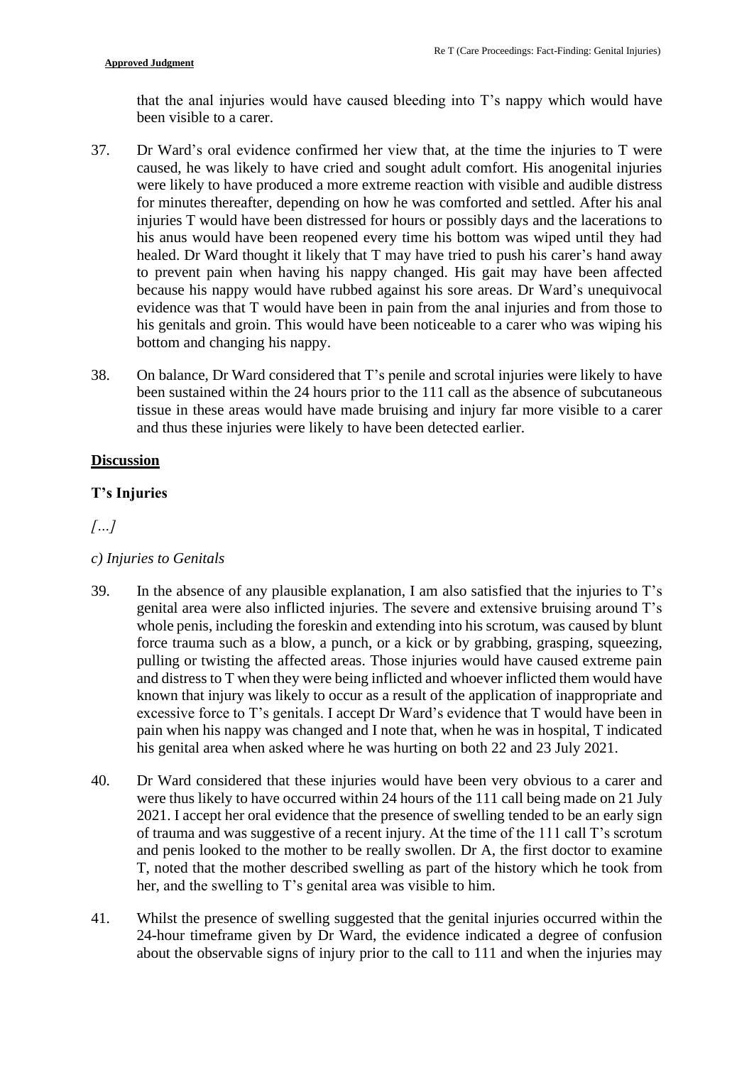that the anal injuries would have caused bleeding into T's nappy which would have been visible to a carer.

37. Dr Ward's oral evidence confirmed her view that, at the time the injuries to T were caused, he was likely to have cried and sought adult comfort. His anogenital injuries were likely to have produced a more extreme reaction with visible and audible distress for minutes thereafter, depending on how he was comforted and settled. After his anal injuries T would have been distressed for hours or possibly days and the lacerations to his anus would have been reopened every time his bottom was wiped until they had healed. Dr Ward thought it likely that T may have tried to push his carer's hand away to prevent pain when having his nappy changed. His gait may have been affected because his nappy would have rubbed against his sore areas. Dr Ward's unequivocal evidence was that T would have been in pain from the anal injuries and from those to his genitals and groin. This would have been noticeable to a carer who was wiping his bottom and changing his nappy.

38. On balance, Dr Ward considered that T's penile and scrotal injuries were likely to have been sustained within the 24 hours prior to the 111 call as the absence of subcutaneous tissue in these areas would have made bruising and injury far more visible to a carer and thus these injuries were likely to have been detected earlier.

## Discussion

### T's Injuries

*[…]*

*c) Injuries to Genitals*

39. In the absence of any plausible explanation, I am also satisfied that the injuries to T's genital area were also inflicted injuries. The severe and extensive bruising around T's whole penis, including the foreskin and extending into his scrotum, was caused by blunt force trauma such as a blow, a punch, or a kick or by grabbing, grasping, squeezing, pulling or twisting the affected areas. Those injuries would have caused extreme pain and distress to T when they were being inflicted and whoever inflicted them would have known that injury was likely to occur as a result of the application of inappropriate and excessive force to T's genitals. I accept Dr Ward's evidence that T would have been in pain when his nappy was changed and I note that, when he was in hospital, T indicated his genital area when asked where he was hurting on both 22 and 23 July 2021.

40. Dr Ward considered that these injuries would have been very obvious to a carer and were thus likely to have occurred within 24 hours of the 111 call being made on 21 July 2021. I accept her oral evidence that the presence of swelling tended to be an early sign of trauma and was suggestive of a recent injury. At the time of the 111 call T's scrotum and penis looked to the mother to be really swollen. Dr A, the first doctor to examine T, noted that the mother described swelling as part of the history which he took from her, and the swelling to T's genital area was visible to him.

41. Whilst the presence of swelling suggested that the genital injuries occurred within the 24-hour timeframe given by Dr Ward, the evidence indicated a degree of confusion about the observable signs of injury prior to the call to 111 and when the injuries may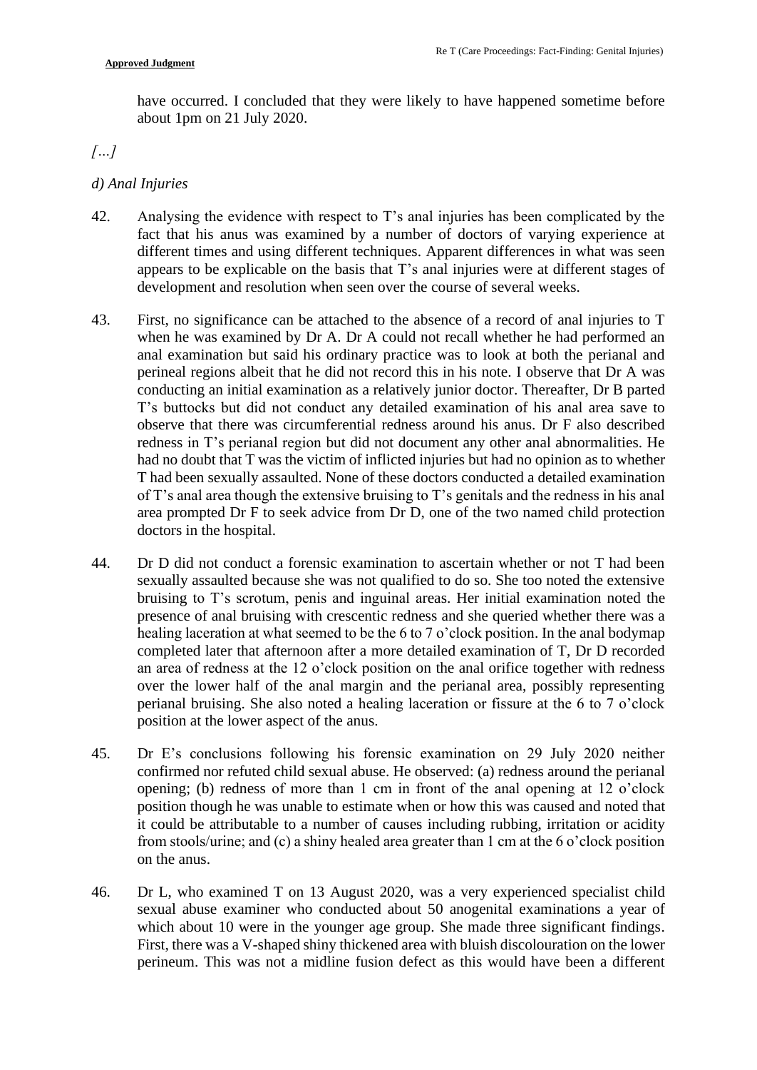have occurred. I concluded that they were likely to have happened sometime before about 1pm on 21 July 2020.

*[…]*

*d) Anal Injuries*

42. Analysing the evidence with respect to T's anal injuries has been complicated by the fact that his anus was examined by a number of doctors of varying experience at different times and using different techniques. Apparent differences in what was seen appears to be explicable on the basis that T's anal injuries were at different stages of development and resolution when seen over the course of several weeks.

43. First, no significance can be attached to the absence of a record of anal injuries to T when he was examined by Dr A. Dr A could not recall whether he had performed an anal examination but said his ordinary practice was to look at both the perianal and perineal regions albeit that he did not record this in his note. I observe that Dr A was conducting an initial examination as a relatively junior doctor. Thereafter, Dr B parted T's buttocks but did not conduct any detailed examination of his anal area save to observe that there was circumferential redness around his anus. Dr F also described redness in T's perianal region but did not document any other anal abnormalities. He had no doubt that T was the victim of inflicted injuries but had no opinion as to whether T had been sexually assaulted. None of these doctors conducted a detailed examination of T's anal area though the extensive bruising to T's genitals and the redness in his anal area prompted Dr F to seek advice from Dr D, one of the two named child protection doctors in the hospital.

44. Dr D did not conduct a forensic examination to ascertain whether or not T had been sexually assaulted because she was not qualified to do so. She too noted the extensive bruising to T's scrotum, penis and inguinal areas. Her initial examination noted the presence of anal bruising with crescentic redness and she queried whether there was a healing laceration at what seemed to be the 6 to 7 o'clock position. In the anal bodymap completed later that afternoon after a more detailed examination of T, Dr D recorded an area of redness at the 12 o'clock position on the anal orifice together with redness over the lower half of the anal margin and the perianal area, possibly representing perianal bruising. She also noted a healing laceration or fissure at the 6 to 7 o'clock position at the lower aspect of the anus.

45. Dr E's conclusions following his forensic examination on 29 July 2020 neither confirmed nor refuted child sexual abuse. He observed: (a) redness around the perianal opening; (b) redness of more than 1 cm in front of the anal opening at 12 o'clock position though he was unable to estimate when or how this was caused and noted that it could be attributable to a number of causes including rubbing, irritation or acidity from stools/urine; and (c) a shiny healed area greater than 1 cm at the 6 o'clock position on the anus.

46. Dr L, who examined T on 13 August 2020, was a very experienced specialist child sexual abuse examiner who conducted about 50 anogenital examinations a year of which about 10 were in the younger age group. She made three significant findings. First, there was a V-shaped shiny thickened area with bluish discolouration on the lower perineum. This was not a midline fusion defect as this would have been a different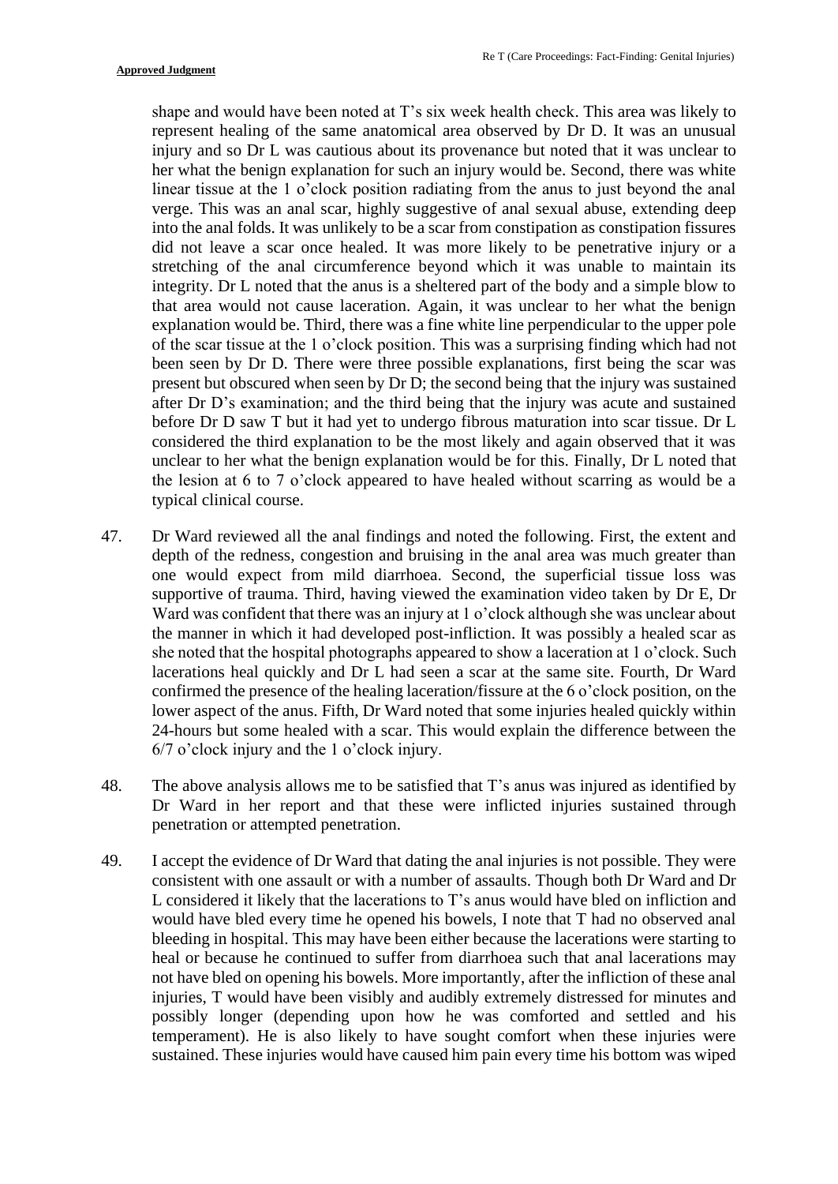shape and would have been noted at T's six week health check. This area was likely to represent healing of the same anatomical area observed by Dr D. It was an unusual injury and so Dr L was cautious about its provenance but noted that it was unclear to her what the benign explanation for such an injury would be. Second, there was white linear tissue at the 1 o'clock position radiating from the anus to just beyond the anal verge. This was an anal scar, highly suggestive of anal sexual abuse, extending deep into the anal folds. It was unlikely to be a scar from constipation as constipation fissures did not leave a scar once healed. It was more likely to be penetrative injury or a stretching of the anal circumference beyond which it was unable to maintain its integrity. Dr L noted that the anus is a sheltered part of the body and a simple blow to that area would not cause laceration. Again, it was unclear to her what the benign explanation would be. Third, there was a fine white line perpendicular to the upper pole of the scar tissue at the 1 o'clock position. This was a surprising finding which had not been seen by Dr D. There were three possible explanations, first being the scar was present but obscured when seen by Dr D; the second being that the injury was sustained after Dr D's examination; and the third being that the injury was acute and sustained before Dr D saw T but it had yet to undergo fibrous maturation into scar tissue. Dr L considered the third explanation to be the most likely and again observed that it was unclear to her what the benign explanation would be for this. Finally, Dr L noted that the lesion at 6 to 7 o'clock appeared to have healed without scarring as would be a typical clinical course.

47. Dr Ward reviewed all the anal findings and noted the following. First, the extent and depth of the redness, congestion and bruising in the anal area was much greater than one would expect from mild diarrhoea. Second, the superficial tissue loss was supportive of trauma. Third, having viewed the examination video taken by Dr E, Dr Ward was confident that there was an injury at 1 o'clock although she was unclear about the manner in which it had developed post-infliction. It was possibly a healed scar as she noted that the hospital photographs appeared to show a laceration at 1 o'clock. Such lacerations heal quickly and Dr L had seen a scar at the same site. Fourth, Dr Ward confirmed the presence of the healing laceration/fissure at the 6 o'clock position, on the lower aspect of the anus. Fifth, Dr Ward noted that some injuries healed quickly within 24-hours but some healed with a scar. This would explain the difference between the 6/7 o'clock injury and the 1 o'clock injury.

48. The above analysis allows me to be satisfied that T's anus was injured as identified by Dr Ward in her report and that these were inflicted injuries sustained through penetration or attempted penetration.

49. I accept the evidence of Dr Ward that dating the anal injuries is not possible. They were consistent with one assault or with a number of assaults. Though both Dr Ward and Dr L considered it likely that the lacerations to T's anus would have bled on infliction and would have bled every time he opened his bowels, I note that T had no observed anal bleeding in hospital. This may have been either because the lacerations were starting to heal or because he continued to suffer from diarrhoea such that anal lacerations may not have bled on opening his bowels. More importantly, after the infliction of these anal injuries, T would have been visibly and audibly extremely distressed for minutes and possibly longer (depending upon how he was comforted and settled and his temperament). He is also likely to have sought comfort when these injuries were sustained. These injuries would have caused him pain every time his bottom was wiped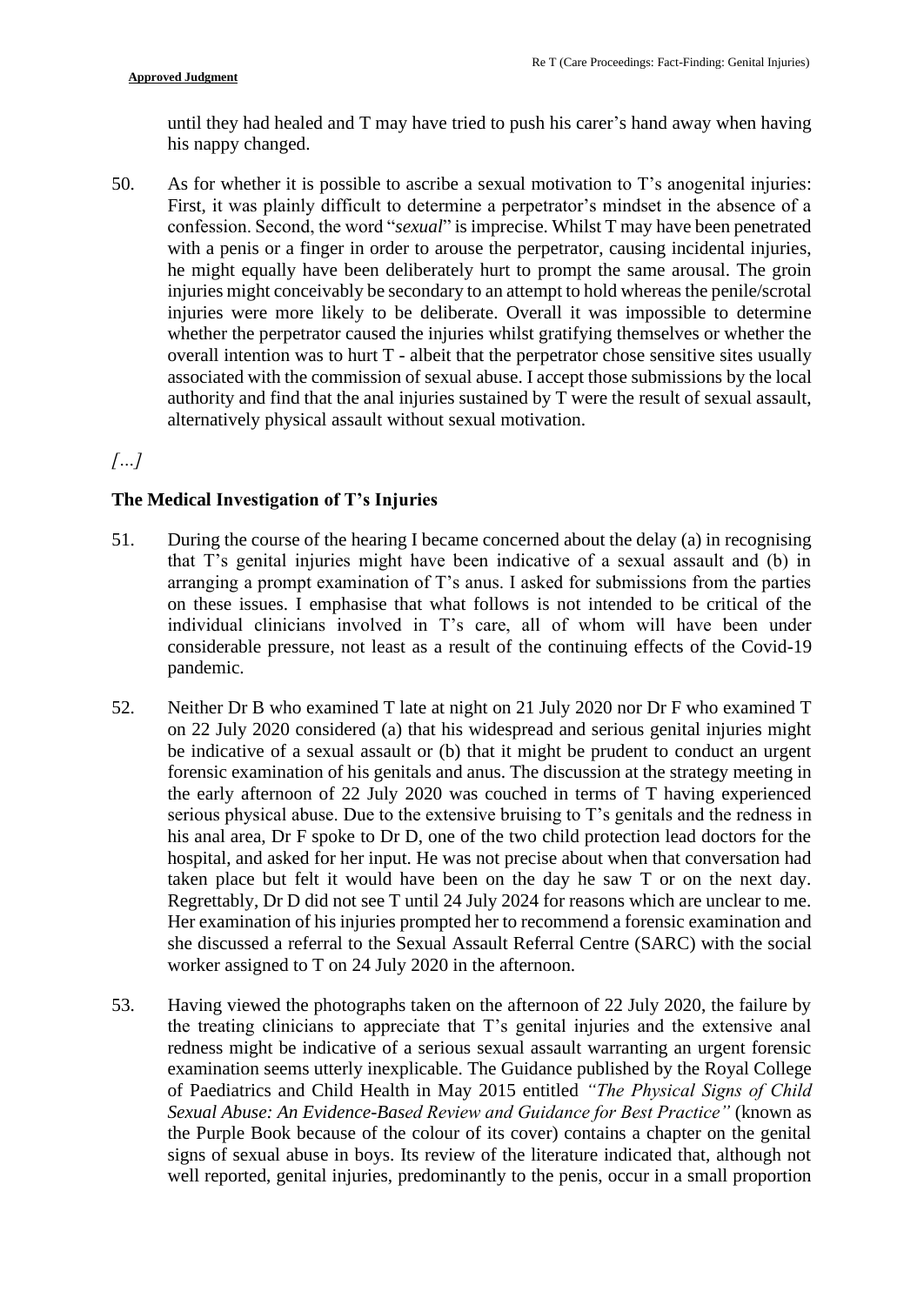until they had healed and T may have tried to push his carer's hand away when having his nappy changed.

50. As for whether it is possible to ascribe a sexual motivation to T's anogenital injuries: First, it was plainly difficult to determine a perpetrator's mindset in the absence of a confession. Second, the word "*sexual*" is imprecise. Whilst T may have been penetrated with a penis or a finger in order to arouse the perpetrator, causing incidental injuries, he might equally have been deliberately hurt to prompt the same arousal. The groin injuries might conceivably be secondary to an attempt to hold whereas the penile/scrotal injuries were more likely to be deliberate. Overall it was impossible to determine whether the perpetrator caused the injuries whilst gratifying themselves or whether the overall intention was to hurt T - albeit that the perpetrator chose sensitive sites usually associated with the commission of sexual abuse. I accept those submissions by the local authority and find that the anal injuries sustained by T were the result of sexual assault, alternatively physical assault without sexual motivation.

*[…]*

**The Medical Investigation of T's Injuries**

51. During the course of the hearing I became concerned about the delay (a) in recognising that T's genital injuries might have been indicative of a sexual assault and (b) in arranging a prompt examination of T's anus. I asked for submissions from the parties on these issues. I emphasise that what follows is not intended to be critical of the individual clinicians involved in T's care, all of whom will have been under considerable pressure, not least as a result of the continuing effects of the Covid-19 pandemic.

52. Neither Dr B who examined T late at night on 21 July 2020 nor Dr F who examined T on 22 July 2020 considered (a) that his widespread and serious genital injuries might be indicative of a sexual assault or (b) that it might be prudent to conduct an urgent forensic examination of his genitals and anus. The discussion at the strategy meeting in the early afternoon of 22 July 2020 was couched in terms of T having experienced serious physical abuse. Due to the extensive bruising to T's genitals and the redness in his anal area, Dr F spoke to Dr D, one of the two child protection lead doctors for the hospital, and asked for her input. He was not precise about when that conversation had taken place but felt it would have been on the day he saw T or on the next day. Regrettably, Dr D did not see T until 24 July 2024 for reasons which are unclear to me. Her examination of his injuries prompted her to recommend a forensic examination and she discussed a referral to the Sexual Assault Referral Centre (SARC) with the social worker assigned to T on 24 July 2020 in the afternoon.

53. Having viewed the photographs taken on the afternoon of 22 July 2020, the failure by the treating clinicians to appreciate that T's genital injuries and the extensive anal redness might be indicative of a serious sexual assault warranting an urgent forensic examination seems utterly inexplicable. The Guidance published by the Royal College of Paediatrics and Child Health in May 2015 entitled *"The Physical Signs of Child Sexual Abuse: An Evidence-Based Review and Guidance for Best Practice"* (known as the Purple Book because of the colour of its cover) contains a chapter on the genital signs of sexual abuse in boys. Its review of the literature indicated that, although not well reported, genital injuries, predominantly to the penis, occur in a small proportion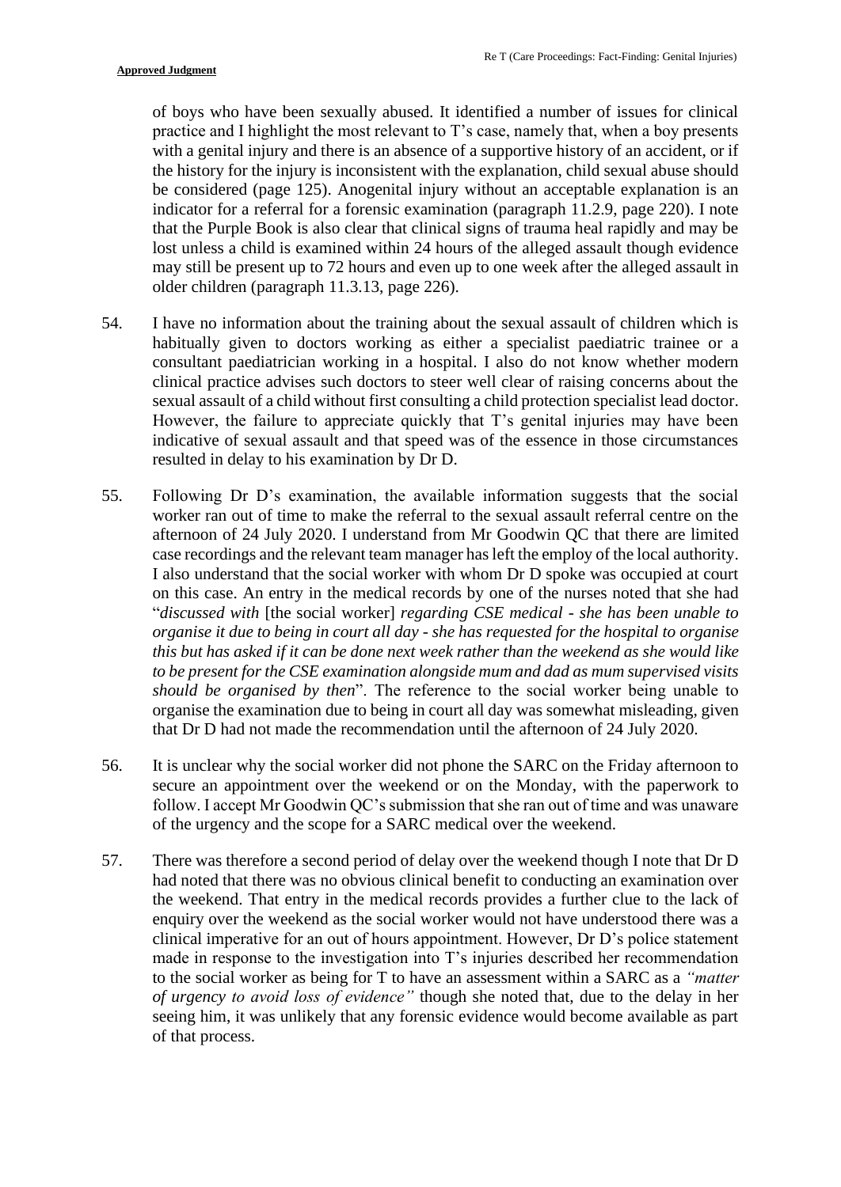of boys who have been sexually abused. It identified a number of issues for clinical practice and I highlight the most relevant to T's case, namely that, when a boy presents with a genital injury and there is an absence of a supportive history of an accident, or if the history for the injury is inconsistent with the explanation, child sexual abuse should be considered (page 125). Anogenital injury without an acceptable explanation is an indicator for a referral for a forensic examination (paragraph 11.2.9, page 220). I note that the Purple Book is also clear that clinical signs of trauma heal rapidly and may be lost unless a child is examined within 24 hours of the alleged assault though evidence may still be present up to 72 hours and even up to one week after the alleged assault in older children (paragraph 11.3.13, page 226).

54. I have no information about the training about the sexual assault of children which is habitually given to doctors working as either a specialist paediatric trainee or a consultant paediatrician working in a hospital. I also do not know whether modern clinical practice advises such doctors to steer well clear of raising concerns about the sexual assault of a child without first consulting a child protection specialist lead doctor. However, the failure to appreciate quickly that T's genital injuries may have been indicative of sexual assault and that speed was of the essence in those circumstances resulted in delay to his examination by Dr D.

55. Following Dr D's examination, the available information suggests that the social worker ran out of time to make the referral to the sexual assault referral centre on the afternoon of 24 July 2020. I understand from Mr Goodwin QC that there are limited case recordings and the relevant team manager has left the employ of the local authority. I also understand that the social worker with whom Dr D spoke was occupied at court on this case. An entry in the medical records by one of the nurses noted that she had "*discussed with* [the social worker] *regarding CSE medical - she has been unable to organise it due to being in court all day - she has requested for the hospital to organise this but has asked if it can be done next week rather than the weekend as she would like to be present for the CSE examination alongside mum and dad as mum supervised visits should be organised by then*". The reference to the social worker being unable to organise the examination due to being in court all day was somewhat misleading, given that Dr D had not made the recommendation until the afternoon of 24 July 2020.

56. It is unclear why the social worker did not phone the SARC on the Friday afternoon to secure an appointment over the weekend or on the Monday, with the paperwork to follow. I accept Mr Goodwin QC's submission that she ran out of time and was unaware of the urgency and the scope for a SARC medical over the weekend.

57. There was therefore a second period of delay over the weekend though I note that Dr D had noted that there was no obvious clinical benefit to conducting an examination over the weekend. That entry in the medical records provides a further clue to the lack of enquiry over the weekend as the social worker would not have understood there was a clinical imperative for an out of hours appointment. However, Dr D's police statement made in response to the investigation into T's injuries described her recommendation to the social worker as being for T to have an assessment within a SARC as a *"matter of urgency to avoid loss of evidence"* though she noted that, due to the delay in her seeing him, it was unlikely that any forensic evidence would become available as part of that process.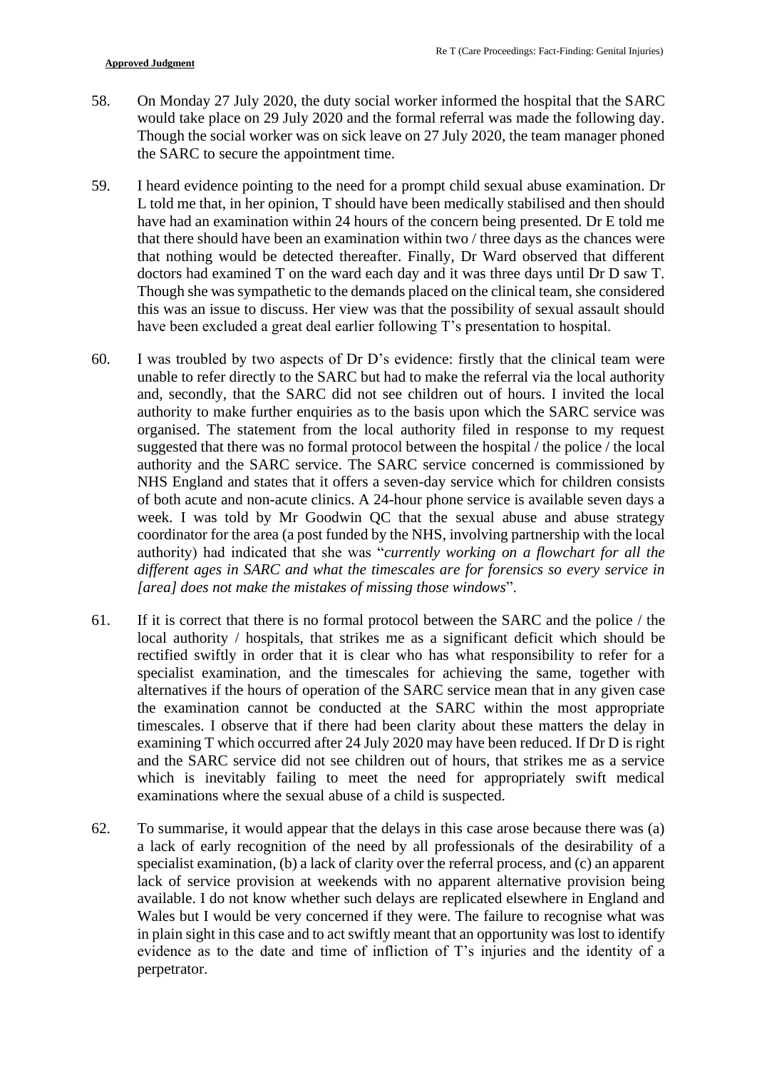58. On Monday 27 July 2020, the duty social worker informed the hospital that the SARC would take place on 29 July 2020 and the formal referral was made the following day. Though the social worker was on sick leave on 27 July 2020, the team manager phoned the SARC to secure the appointment time.

59. I heard evidence pointing to the need for a prompt child sexual abuse examination. Dr L told me that, in her opinion, T should have been medically stabilised and then should have had an examination within 24 hours of the concern being presented. Dr E told me that there should have been an examination within two / three days as the chances were that nothing would be detected thereafter. Finally, Dr Ward observed that different doctors had examined T on the ward each day and it was three days until Dr D saw T. Though she was sympathetic to the demands placed on the clinical team, she considered this was an issue to discuss. Her view was that the possibility of sexual assault should have been excluded a great deal earlier following T's presentation to hospital.

60. I was troubled by two aspects of Dr D's evidence: firstly that the clinical team were unable to refer directly to the SARC but had to make the referral via the local authority and, secondly, that the SARC did not see children out of hours. I invited the local authority to make further enquiries as to the basis upon which the SARC service was organised. The statement from the local authority filed in response to my request suggested that there was no formal protocol between the hospital / the police / the local authority and the SARC service. The SARC service concerned is commissioned by NHS England and states that it offers a seven-day service which for children consists of both acute and non-acute clinics. A 24-hour phone service is available seven days a week. I was told by Mr Goodwin QC that the sexual abuse and abuse strategy coordinator for the area (a post funded by the NHS, involving partnership with the local authority) had indicated that she was "*currently working on a flowchart for all the different ages in SARC and what the timescales are for forensics so every service in [area] does not make the mistakes of missing those windows*".

61. If it is correct that there is no formal protocol between the SARC and the police / the local authority / hospitals, that strikes me as a significant deficit which should be rectified swiftly in order that it is clear who has what responsibility to refer for a specialist examination, and the timescales for achieving the same, together with alternatives if the hours of operation of the SARC service mean that in any given case the examination cannot be conducted at the SARC within the most appropriate timescales. I observe that if there had been clarity about these matters the delay in examining T which occurred after 24 July 2020 may have been reduced. If Dr D is right and the SARC service did not see children out of hours, that strikes me as a service which is inevitably failing to meet the need for appropriately swift medical examinations where the sexual abuse of a child is suspected.

62. To summarise, it would appear that the delays in this case arose because there was (a) a lack of early recognition of the need by all professionals of the desirability of a specialist examination, (b) a lack of clarity over the referral process, and (c) an apparent lack of service provision at weekends with no apparent alternative provision being available. I do not know whether such delays are replicated elsewhere in England and Wales but I would be very concerned if they were. The failure to recognise what was in plain sight in this case and to act swiftly meant that an opportunity was lost to identify evidence as to the date and time of infliction of T's injuries and the identity of a perpetrator.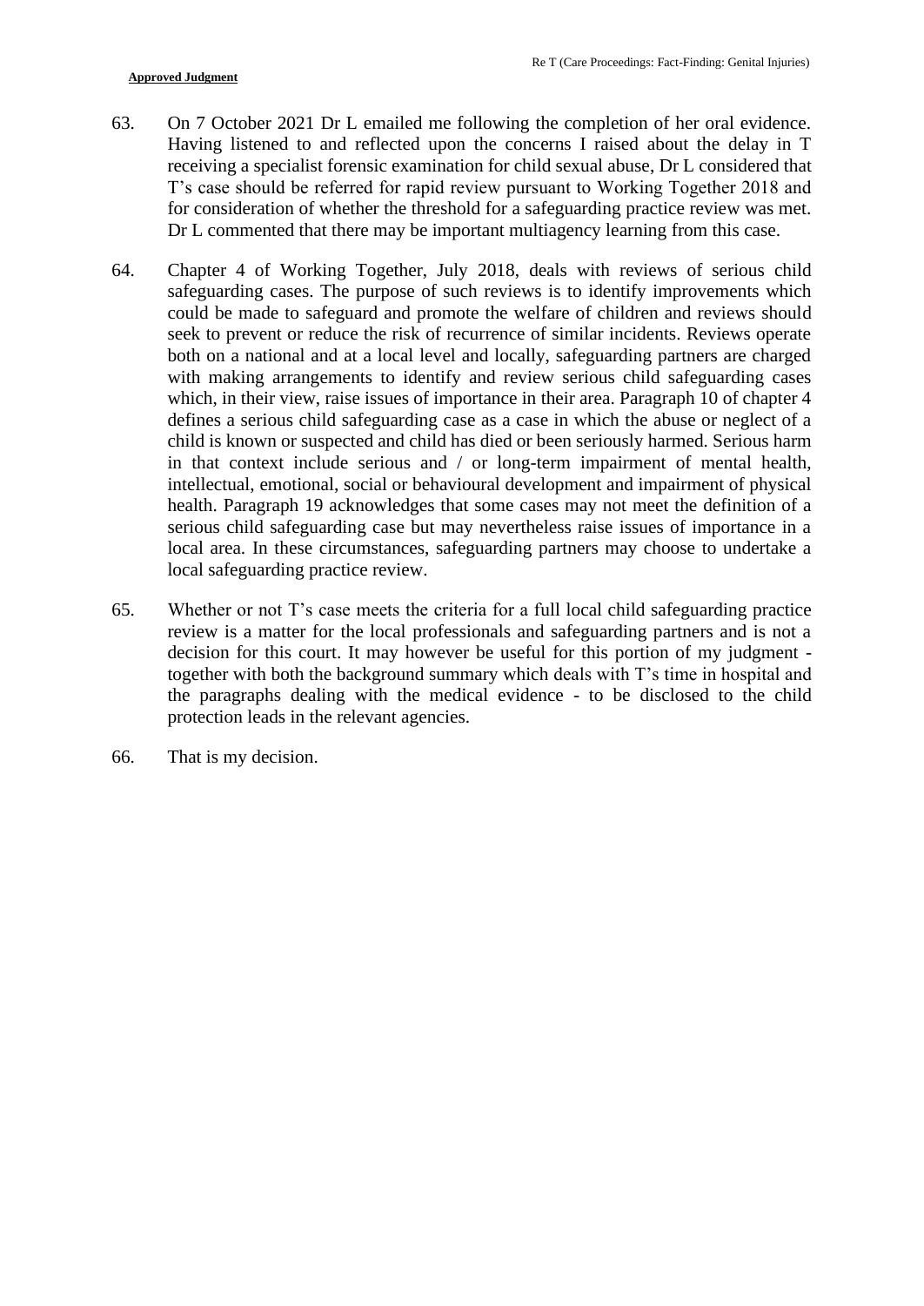63. On 7 October 2021 Dr L emailed me following the completion of her oral evidence. Having listened to and reflected upon the concerns I raised about the delay in T receiving a specialist forensic examination for child sexual abuse, Dr L considered that T's case should be referred for rapid review pursuant to Working Together 2018 and for consideration of whether the threshold for a safeguarding practice review was met. Dr L commented that there may be important multiagency learning from this case.

64. Chapter 4 of Working Together, July 2018, deals with reviews of serious child safeguarding cases. The purpose of such reviews is to identify improvements which could be made to safeguard and promote the welfare of children and reviews should seek to prevent or reduce the risk of recurrence of similar incidents. Reviews operate both on a national and at a local level and locally, safeguarding partners are charged with making arrangements to identify and review serious child safeguarding cases which, in their view, raise issues of importance in their area. Paragraph 10 of chapter 4 defines a serious child safeguarding case as a case in which the abuse or neglect of a child is known or suspected and child has died or been seriously harmed. Serious harm in that context include serious and / or long-term impairment of mental health, intellectual, emotional, social or behavioural development and impairment of physical health. Paragraph 19 acknowledges that some cases may not meet the definition of a serious child safeguarding case but may nevertheless raise issues of importance in a local area. In these circumstances, safeguarding partners may choose to undertake a local safeguarding practice review.

65. Whether or not T's case meets the criteria for a full local child safeguarding practice review is a matter for the local professionals and safeguarding partners and is not a decision for this court. It may however be useful for this portion of my judgment - together with both the background summary which deals with T's time in hospital and the paragraphs dealing with the medical evidence - to be disclosed to the child protection leads in the relevant agencies.

66. That is my decision.